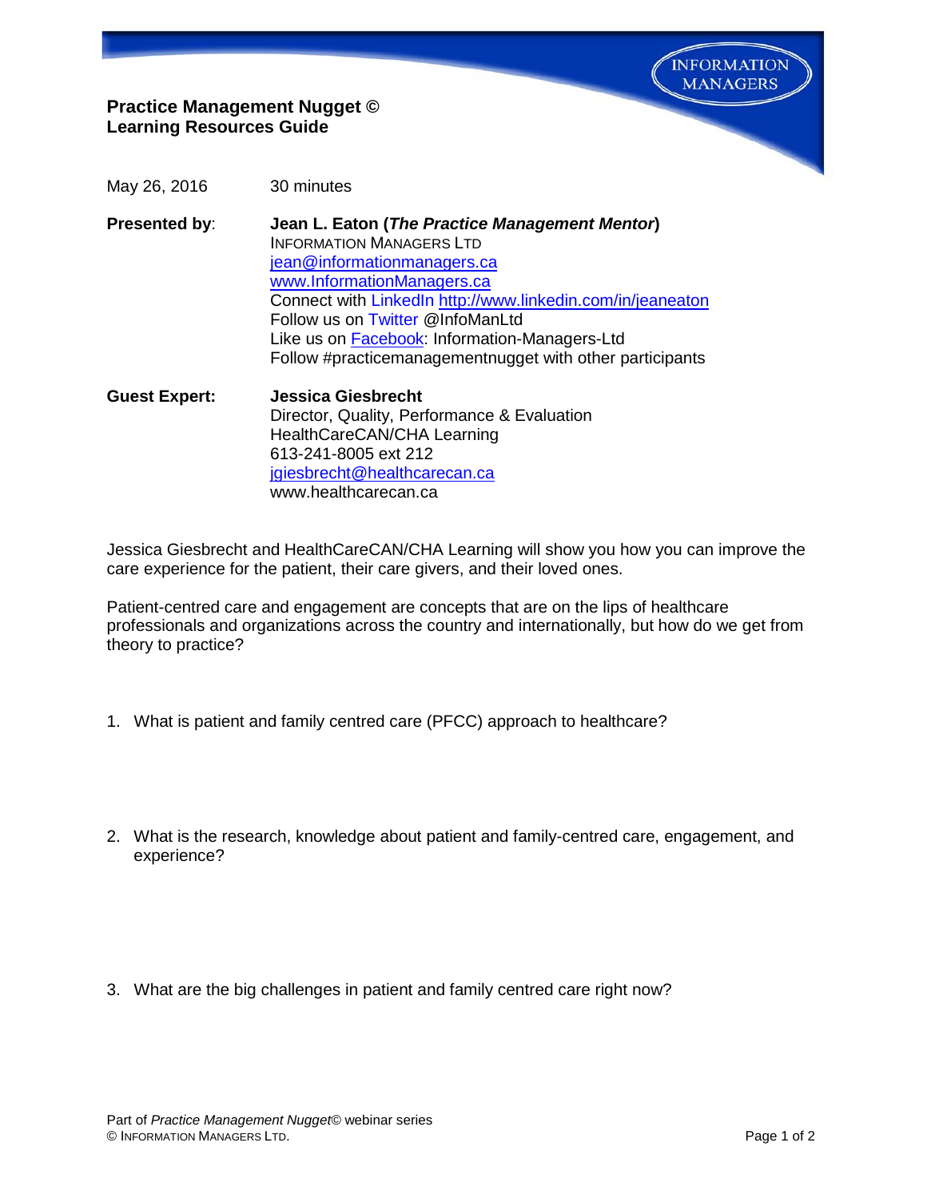INFORMATION MANAGERS

**Practice Management Nugget ©**
**Learning Resources Guide**

May 26, 2016 30 minutes

**Presented by**: **Jean L. Eaton (*The Practice Management Mentor*)**
INFORMATION MANAGERS LTD
jean@informationmanagers.ca
www.InformationManagers.ca
Connect with LinkedIn http://www.linkedin.com/in/jeaneaton
Follow us on Twitter @InfoManLtd
Like us on Facebook: Information-Managers-Ltd
Follow #practicemanagementnugget with other participants

**Guest Expert:** **Jessica Giesbrecht**
Director, Quality, Performance & Evaluation
HealthCareCAN/CHA Learning
613-241-8005 ext 212
jgiesbrecht@healthcarecan.ca
www.healthcarecan.ca

Jessica Giesbrecht and HealthCareCAN/CHA Learning will show you how you can improve the care experience for the patient, their care givers, and their loved ones.

Patient-centred care and engagement are concepts that are on the lips of healthcare professionals and organizations across the country and internationally, but how do we get from theory to practice?

1. What is patient and family centred care (PFCC) approach to healthcare?

2. What is the research, knowledge about patient and family-centred care, engagement, and experience?

3. What are the big challenges in patient and family centred care right now?

Part of *Practice Management Nugget*© webinar series
© INFORMATION MANAGERS LTD.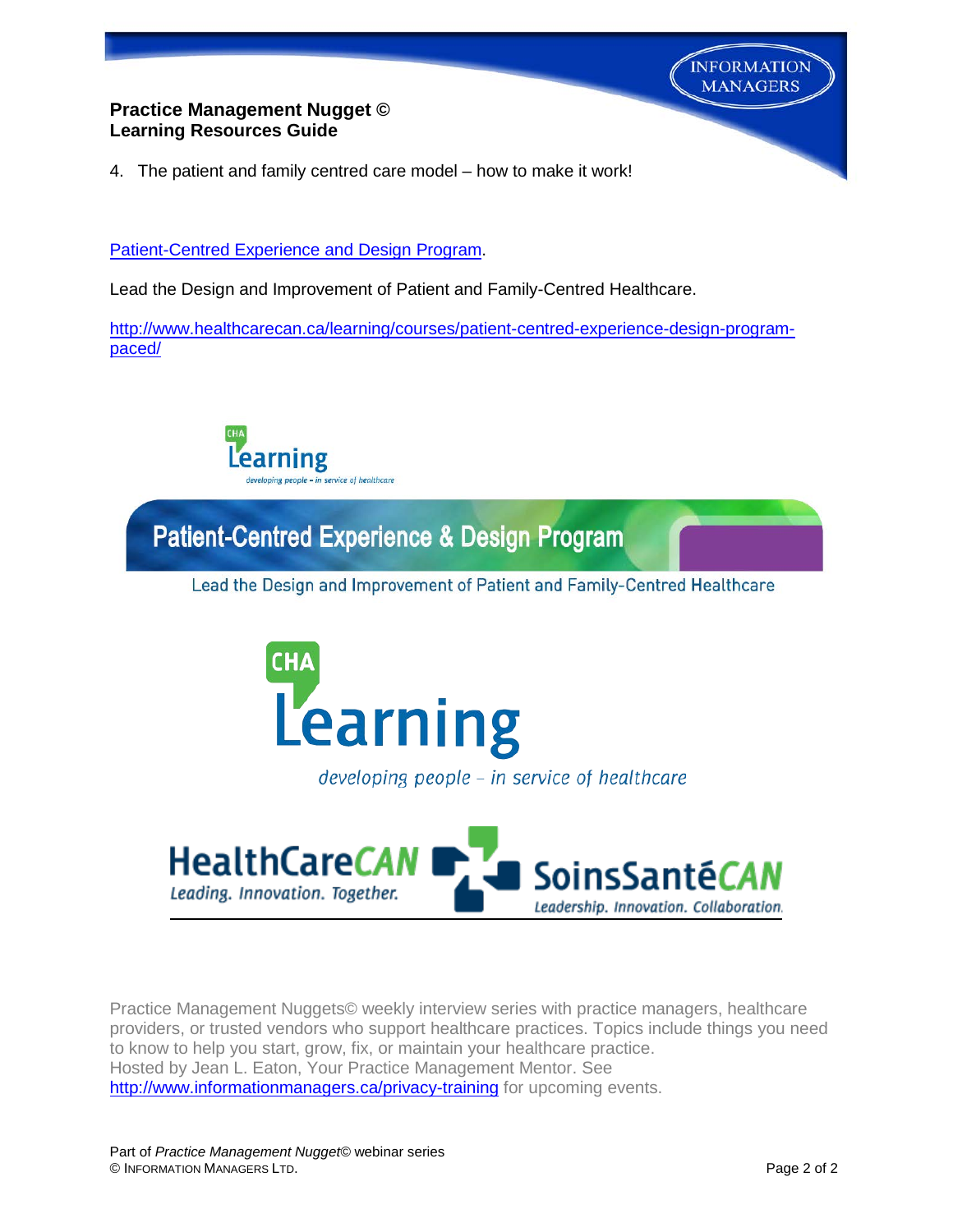4. The patient and family centred care model – how to make it work!

[Patient-Centred Experience and Design Program](http://www.healthcarecan.ca/learning/courses/patient-centred-experience-design-program-paced/).

Lead the Design and Improvement of Patient and Family-Centred Healthcare.

http://www.healthcarecan.ca/learning/courses/patient-centred-experience-design-program-paced/

CHA Learning

developing people – in service of healthcare

Patient-Centred Experience & Design Program

Lead the Design and Improvement of Patient and Family-Centred Healthcare

CHA Learning

developing people – in service of healthcare

HealthCareCAN

Leading. Innovation. Together.

SoinsSantéCAN

Leadership. Innovation. Collaboration.

Practice Management Nuggets© weekly interview series with practice managers, healthcare providers, or trusted vendors who support healthcare practices. Topics include things you need to know to help you start, grow, fix, or maintain your healthcare practice.
Hosted by Jean L. Eaton, Your Practice Management Mentor. See http://www.informationmanagers.ca/privacy-training for upcoming events.